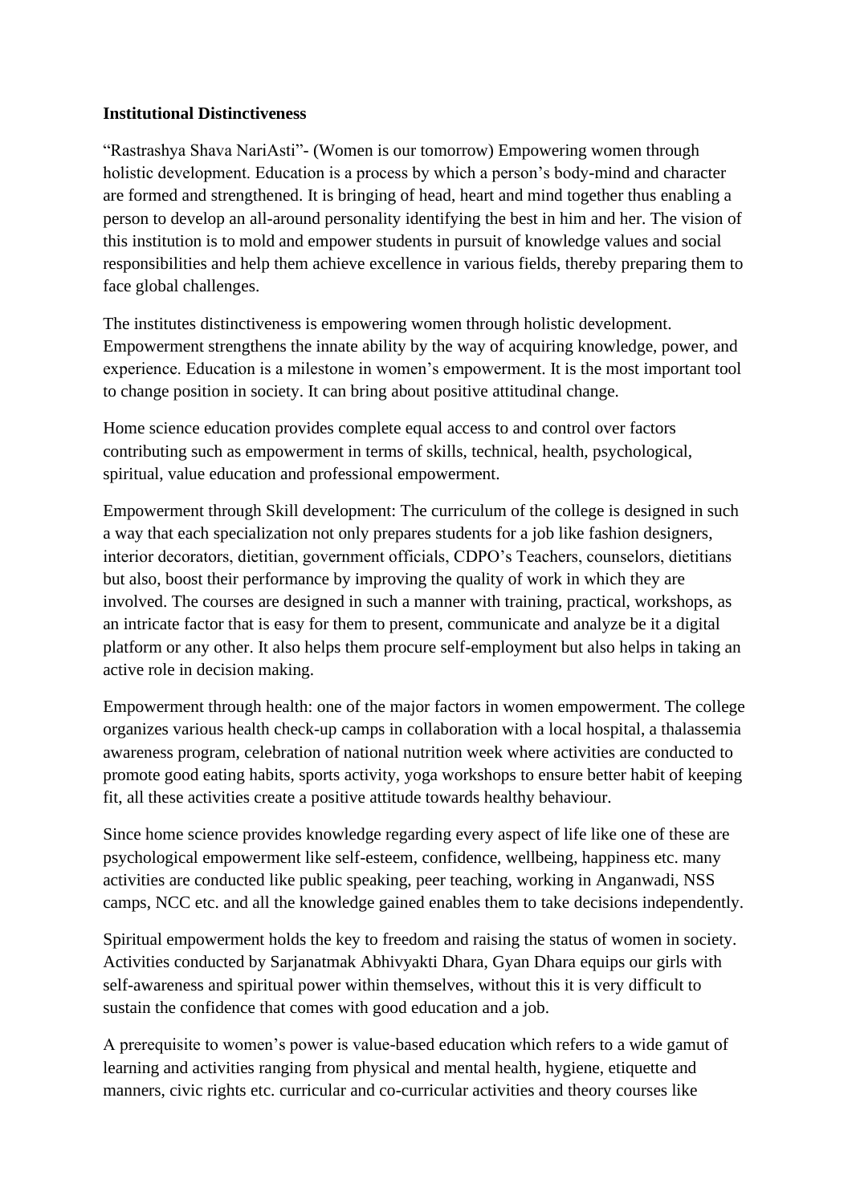**Institutional Distinctiveness**

"Rastrashya Shava NariAsti"- (Women is our tomorrow) Empowering women through holistic development. Education is a process by which a person's body-mind and character are formed and strengthened. It is bringing of head, heart and mind together thus enabling a person to develop an all-around personality identifying the best in him and her. The vision of this institution is to mold and empower students in pursuit of knowledge values and social responsibilities and help them achieve excellence in various fields, thereby preparing them to face global challenges.

The institutes distinctiveness is empowering women through holistic development. Empowerment strengthens the innate ability by the way of acquiring knowledge, power, and experience. Education is a milestone in women's empowerment. It is the most important tool to change position in society. It can bring about positive attitudinal change.

Home science education provides complete equal access to and control over factors contributing such as empowerment in terms of skills, technical, health, psychological, spiritual, value education and professional empowerment.

Empowerment through Skill development: The curriculum of the college is designed in such a way that each specialization not only prepares students for a job like fashion designers, interior decorators, dietitian, government officials, CDPO's Teachers, counselors, dietitians but also, boost their performance by improving the quality of work in which they are involved. The courses are designed in such a manner with training, practical, workshops, as an intricate factor that is easy for them to present, communicate and analyze be it a digital platform or any other. It also helps them procure self-employment but also helps in taking an active role in decision making.

Empowerment through health: one of the major factors in women empowerment. The college organizes various health check-up camps in collaboration with a local hospital, a thalassemia awareness program, celebration of national nutrition week where activities are conducted to promote good eating habits, sports activity, yoga workshops to ensure better habit of keeping fit, all these activities create a positive attitude towards healthy behaviour.

Since home science provides knowledge regarding every aspect of life like one of these are psychological empowerment like self-esteem, confidence, wellbeing, happiness etc. many activities are conducted like public speaking, peer teaching, working in Anganwadi, NSS camps, NCC etc. and all the knowledge gained enables them to take decisions independently.

Spiritual empowerment holds the key to freedom and raising the status of women in society. Activities conducted by Sarjanatmak Abhivyakti Dhara, Gyan Dhara equips our girls with self-awareness and spiritual power within themselves, without this it is very difficult to sustain the confidence that comes with good education and a job.

A prerequisite to women's power is value-based education which refers to a wide gamut of learning and activities ranging from physical and mental health, hygiene, etiquette and manners, civic rights etc. curricular and co-curricular activities and theory courses like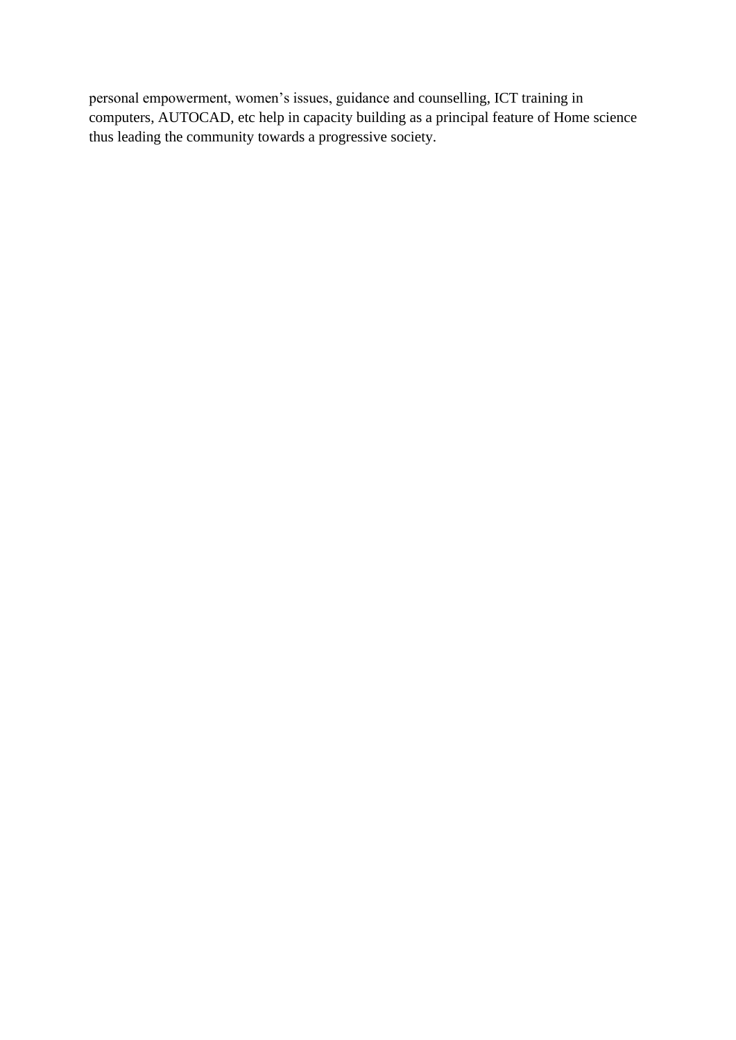personal empowerment, women's issues, guidance and counselling, ICT training in computers, AUTOCAD, etc help in capacity building as a principal feature of Home science thus leading the community towards a progressive society.